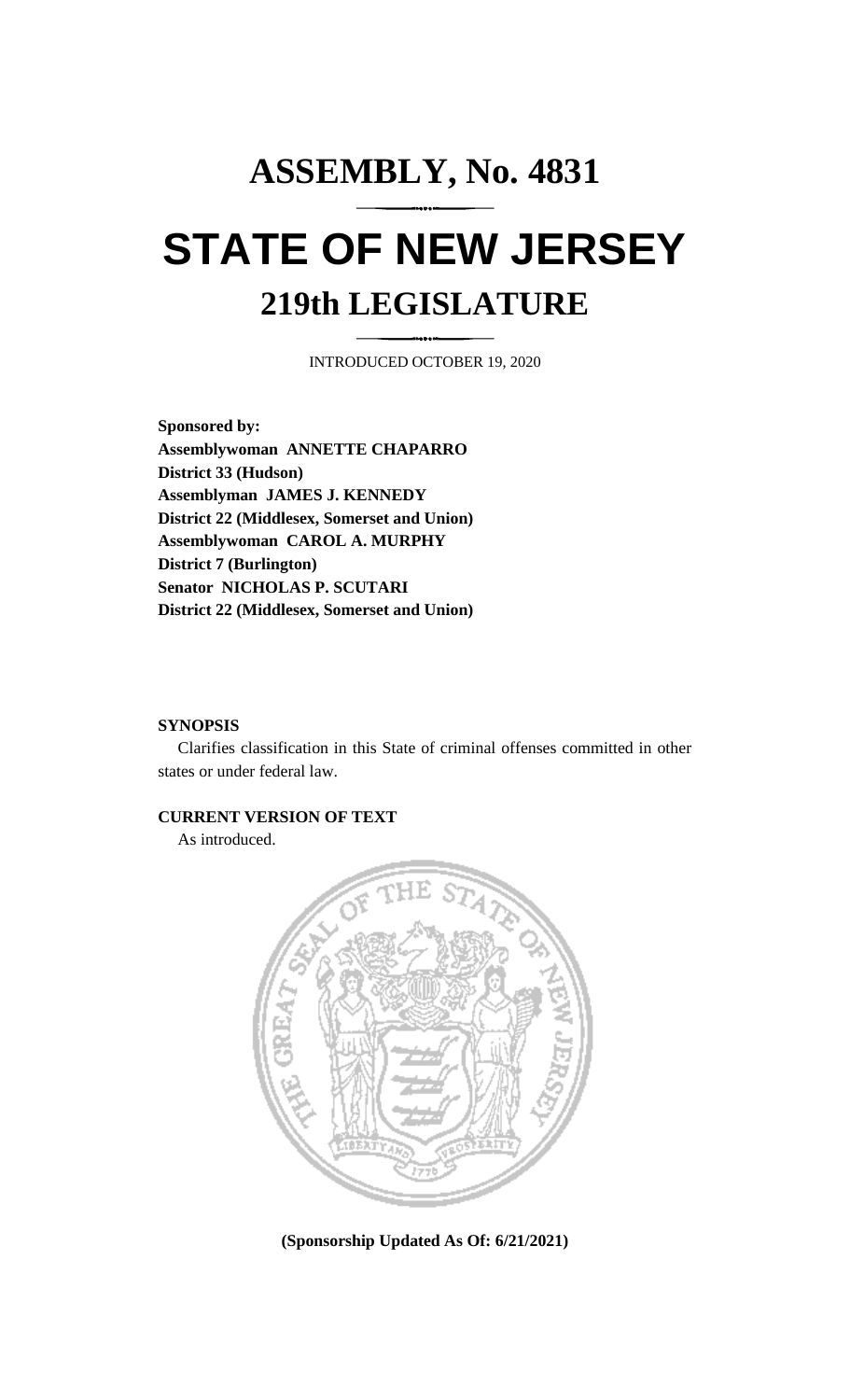# ASSEMBLY, No. 4831

# STATE OF NEW JERSEY

## 219th LEGISLATURE

INTRODUCED OCTOBER 19, 2020

**Sponsored by:**
**Assemblywoman ANNETTE CHAPARRO**
**District 33 (Hudson)**
**Assemblyman JAMES J. KENNEDY**
**District 22 (Middlesex, Somerset and Union)**
**Assemblywoman CAROL A. MURPHY**
**District 7 (Burlington)**
**Senator NICHOLAS P. SCUTARI**
**District 22 (Middlesex, Somerset and Union)**

**SYNOPSIS**

Clarifies classification in this State of criminal offenses committed in other states or under federal law.

**CURRENT VERSION OF TEXT**

As introduced.

**(Sponsorship Updated As Of: 6/21/2021)**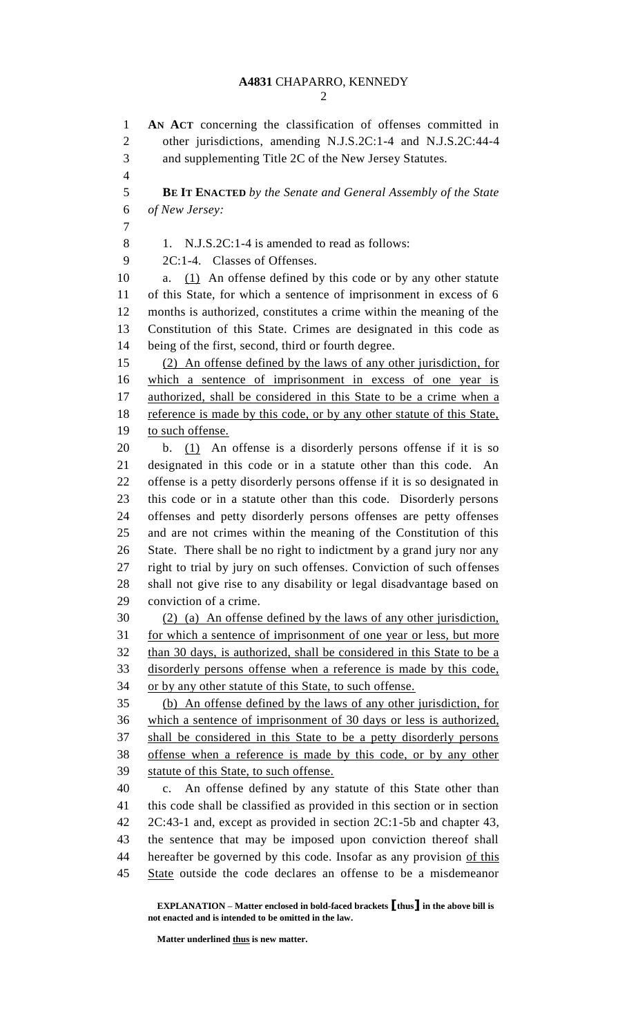**AN ACT** concerning the classification of offenses committed in other jurisdictions, amending N.J.S.2C:1-4 and N.J.S.2C:44-4 and supplementing Title 2C of the New Jersey Statutes.

**BE IT ENACTED** *by the Senate and General Assembly of the State of New Jersey:*

1. N.J.S.2C:1-4 is amended to read as follows:

2C:1-4. Classes of Offenses.

a. <u>(1)</u> An offense defined by this code or by any other statute of this State, for which a sentence of imprisonment in excess of 6 months is authorized, constitutes a crime within the meaning of the Constitution of this State. Crimes are designated in this code as being of the first, second, third or fourth degree.

<u>(2) An offense defined by the laws of any other jurisdiction, for which a sentence of imprisonment in excess of one year is authorized, shall be considered in this State to be a crime when a reference is made by this code, or by any other statute of this State, to such offense.</u>

b. <u>(1)</u> An offense is a disorderly persons offense if it is so designated in this code or in a statute other than this code. An offense is a petty disorderly persons offense if it is so designated in this code or in a statute other than this code. Disorderly persons offenses and petty disorderly persons offenses are petty offenses and are not crimes within the meaning of the Constitution of this State. There shall be no right to indictment by a grand jury nor any right to trial by jury on such offenses. Conviction of such offenses shall not give rise to any disability or legal disadvantage based on conviction of a crime.

<u>(2) (a) An offense defined by the laws of any other jurisdiction, for which a sentence of imprisonment of one year or less, but more than 30 days, is authorized, shall be considered in this State to be a disorderly persons offense when a reference is made by this code, or by any other statute of this State, to such offense.</u>

<u>(b) An offense defined by the laws of any other jurisdiction, for which a sentence of imprisonment of 30 days or less is authorized, shall be considered in this State to be a petty disorderly persons offense when a reference is made by this code, or by any other statute of this State, to such offense.</u>

c. An offense defined by any statute of this State other than this code shall be classified as provided in this section or in section 2C:43-1 and, except as provided in section 2C:1-5b and chapter 43, the sentence that may be imposed upon conviction thereof shall hereafter be governed by this code. Insofar as any provision <u>of this State</u> outside the code declares an offense to be a misdemeanor

**EXPLANATION – Matter enclosed in bold-faced brackets [thus] in the above bill is not enacted and is intended to be omitted in the law.**

**Matter underlined <u>thus</u> is new matter.**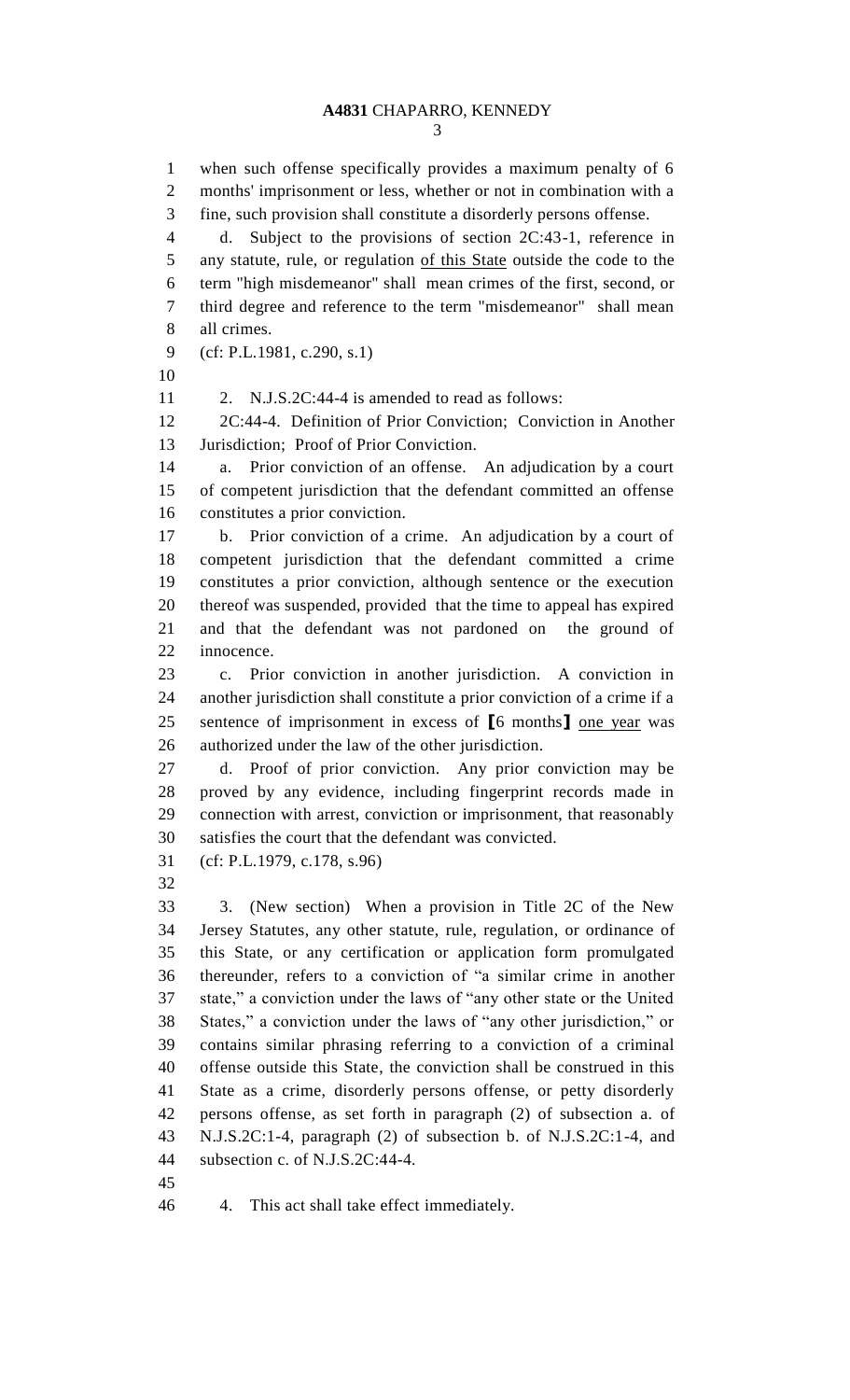when such offense specifically provides a maximum penalty of 6 months' imprisonment or less, whether or not in combination with a fine, such provision shall constitute a disorderly persons offense.

d. Subject to the provisions of section 2C:43-1, reference in any statute, rule, or regulation <u>of this State</u> outside the code to the term "high misdemeanor" shall mean crimes of the first, second, or third degree and reference to the term "misdemeanor" shall mean all crimes.

(cf: P.L.1981, c.290, s.1)

2. N.J.S.2C:44-4 is amended to read as follows:

2C:44-4. Definition of Prior Conviction; Conviction in Another Jurisdiction; Proof of Prior Conviction.

a. Prior conviction of an offense. An adjudication by a court of competent jurisdiction that the defendant committed an offense constitutes a prior conviction.

b. Prior conviction of a crime. An adjudication by a court of competent jurisdiction that the defendant committed a crime constitutes a prior conviction, although sentence or the execution thereof was suspended, provided that the time to appeal has expired and that the defendant was not pardoned on the ground of innocence.

c. Prior conviction in another jurisdiction. A conviction in another jurisdiction shall constitute a prior conviction of a crime if a sentence of imprisonment in excess of [6 months] <u>one year</u> was authorized under the law of the other jurisdiction.

d. Proof of prior conviction. Any prior conviction may be proved by any evidence, including fingerprint records made in connection with arrest, conviction or imprisonment, that reasonably satisfies the court that the defendant was convicted.

(cf: P.L.1979, c.178, s.96)

3. (New section) When a provision in Title 2C of the New Jersey Statutes, any other statute, rule, regulation, or ordinance of this State, or any certification or application form promulgated thereunder, refers to a conviction of "a similar crime in another state," a conviction under the laws of "any other state or the United States," a conviction under the laws of "any other jurisdiction," or contains similar phrasing referring to a conviction of a criminal offense outside this State, the conviction shall be construed in this State as a crime, disorderly persons offense, or petty disorderly persons offense, as set forth in paragraph (2) of subsection a. of N.J.S.2C:1-4, paragraph (2) of subsection b. of N.J.S.2C:1-4, and subsection c. of N.J.S.2C:44-4.

4. This act shall take effect immediately.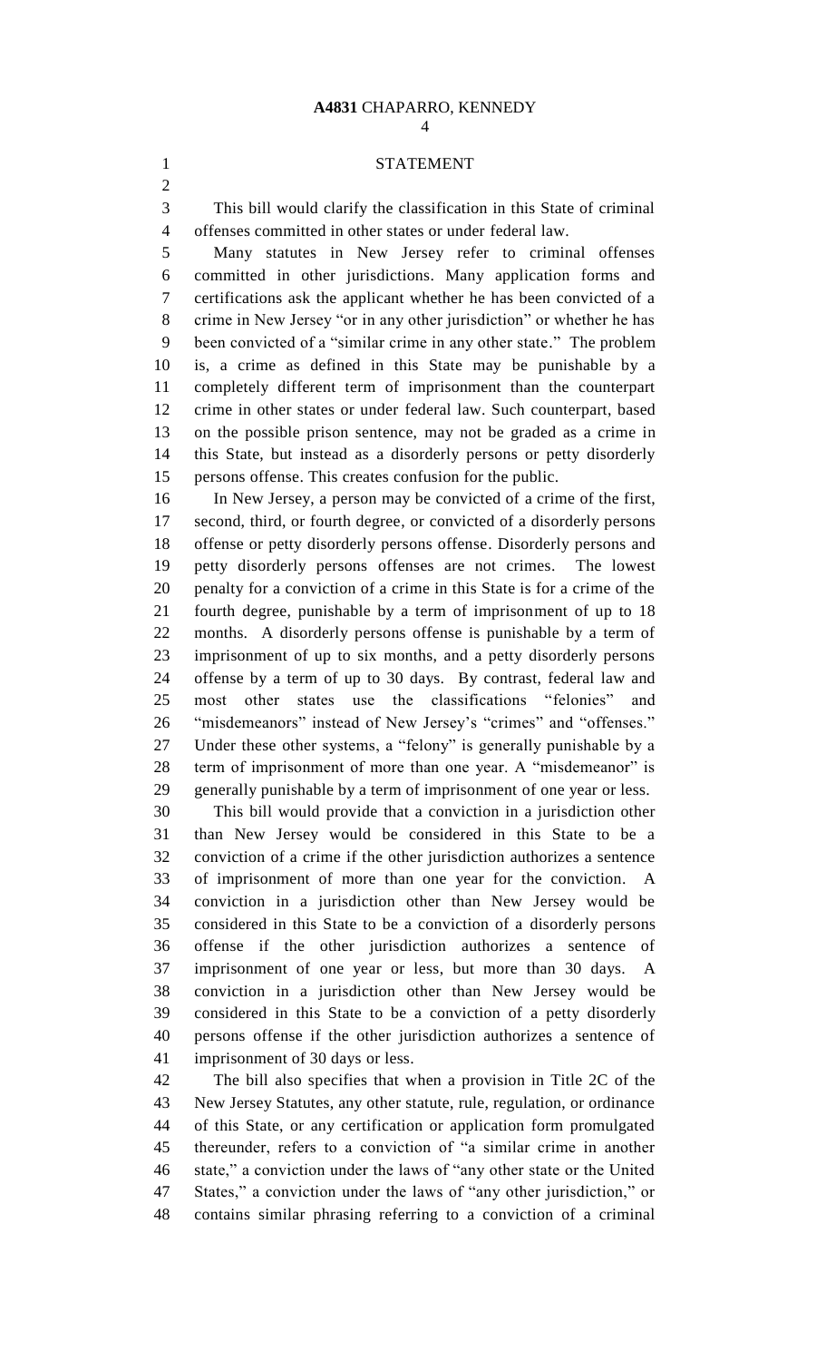STATEMENT

This bill would clarify the classification in this State of criminal offenses committed in other states or under federal law.

Many statutes in New Jersey refer to criminal offenses committed in other jurisdictions. Many application forms and certifications ask the applicant whether he has been convicted of a crime in New Jersey "or in any other jurisdiction" or whether he has been convicted of a "similar crime in any other state." The problem is, a crime as defined in this State may be punishable by a completely different term of imprisonment than the counterpart crime in other states or under federal law. Such counterpart, based on the possible prison sentence, may not be graded as a crime in this State, but instead as a disorderly persons or petty disorderly persons offense. This creates confusion for the public.

In New Jersey, a person may be convicted of a crime of the first, second, third, or fourth degree, or convicted of a disorderly persons offense or petty disorderly persons offense. Disorderly persons and petty disorderly persons offenses are not crimes. The lowest penalty for a conviction of a crime in this State is for a crime of the fourth degree, punishable by a term of imprisonment of up to 18 months. A disorderly persons offense is punishable by a term of imprisonment of up to six months, and a petty disorderly persons offense by a term of up to 30 days. By contrast, federal law and most other states use the classifications "felonies" and "misdemeanors" instead of New Jersey's "crimes" and "offenses." Under these other systems, a "felony" is generally punishable by a term of imprisonment of more than one year. A "misdemeanor" is generally punishable by a term of imprisonment of one year or less.

This bill would provide that a conviction in a jurisdiction other than New Jersey would be considered in this State to be a conviction of a crime if the other jurisdiction authorizes a sentence of imprisonment of more than one year for the conviction. A conviction in a jurisdiction other than New Jersey would be considered in this State to be a conviction of a disorderly persons offense if the other jurisdiction authorizes a sentence of imprisonment of one year or less, but more than 30 days. A conviction in a jurisdiction other than New Jersey would be considered in this State to be a conviction of a petty disorderly persons offense if the other jurisdiction authorizes a sentence of imprisonment of 30 days or less.

The bill also specifies that when a provision in Title 2C of the New Jersey Statutes, any other statute, rule, regulation, or ordinance of this State, or any certification or application form promulgated thereunder, refers to a conviction of "a similar crime in another state," a conviction under the laws of "any other state or the United States," a conviction under the laws of "any other jurisdiction," or contains similar phrasing referring to a conviction of a criminal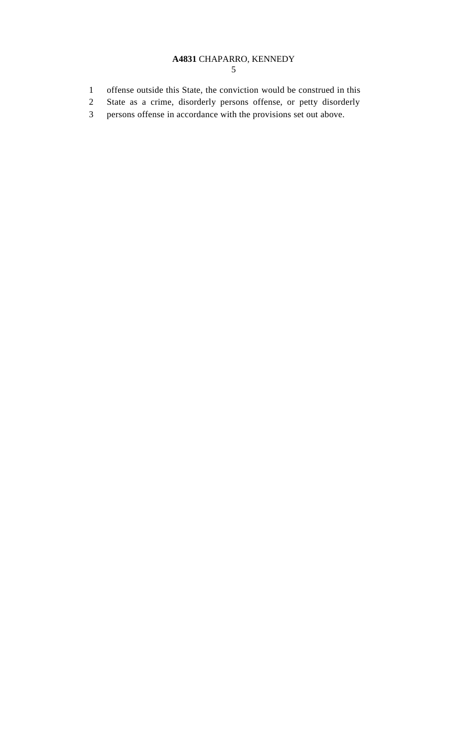offense outside this State, the conviction would be construed in this State as a crime, disorderly persons offense, or petty disorderly persons offense in accordance with the provisions set out above.